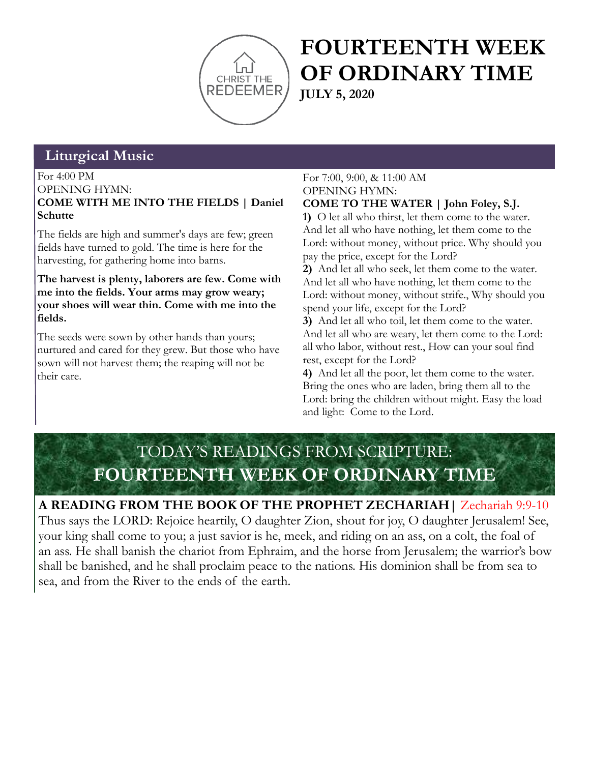CHRIST THE REDEEMER

# FOURTEENTH WEEK OF ORDINARY TIME

**JULY 5, 2020**

## Liturgical Music

For 4:00 PM
OPENING HYMN:
**COME WITH ME INTO THE FIELDS | Daniel Schutte**

The fields are high and summer's days are few; green fields have turned to gold. The time is here for the harvesting, for gathering home into barns.

**The harvest is plenty, laborers are few. Come with me into the fields. Your arms may grow weary; your shoes will wear thin. Come with me into the fields.**

The seeds were sown by other hands than yours; nurtured and cared for they grew. But those who have sown will not harvest them; the reaping will not be their care.

For 7:00, 9:00, & 11:00 AM
OPENING HYMN:
**COME TO THE WATER | John Foley, S.J.**

**1)** O let all who thirst, let them come to the water. And let all who have nothing, let them come to the Lord: without money, without price. Why should you pay the price, except for the Lord?
**2)** And let all who seek, let them come to the water. And let all who have nothing, let them come to the Lord: without money, without strife., Why should you spend your life, except for the Lord?
**3)** And let all who toil, let them come to the water. And let all who are weary, let them come to the Lord: all who labor, without rest., How can your soul find rest, except for the Lord?
**4)** And let all the poor, let them come to the water. Bring the ones who are laden, bring them all to the Lord: bring the children without might. Easy the load and light: Come to the Lord.

## TODAY'S READINGS FROM SCRIPTURE: FOURTEENTH WEEK OF ORDINARY TIME

**A READING FROM THE BOOK OF THE PROPHET ZECHARIAH |** Zechariah 9:9-10

Thus says the LORD: Rejoice heartily, O daughter Zion, shout for joy, O daughter Jerusalem! See, your king shall come to you; a just savior is he, meek, and riding on an ass, on a colt, the foal of an ass. He shall banish the chariot from Ephraim, and the horse from Jerusalem; the warrior's bow shall be banished, and he shall proclaim peace to the nations. His dominion shall be from sea to sea, and from the River to the ends of the earth.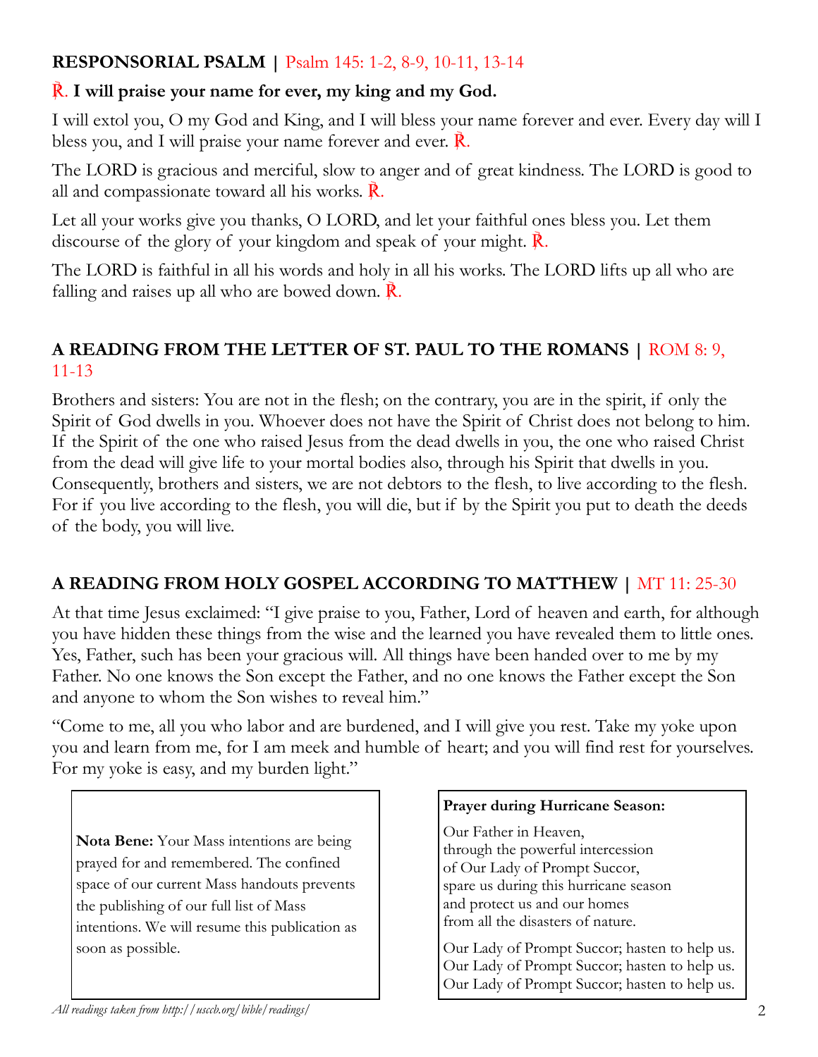## RESPONSORIAL PSALM | Psalm 145: 1-2, 8-9, 10-11, 13-14

℟. **I will praise your name for ever, my king and my God.**

I will extol you, O my God and King, and I will bless your name forever and ever. Every day will I bless you, and I will praise your name forever and ever. ℟.

The LORD is gracious and merciful, slow to anger and of great kindness. The LORD is good to all and compassionate toward all his works. ℟.

Let all your works give you thanks, O LORD, and let your faithful ones bless you. Let them discourse of the glory of your kingdom and speak of your might. ℟.

The LORD is faithful in all his words and holy in all his works. The LORD lifts up all who are falling and raises up all who are bowed down. ℟.

## A READING FROM THE LETTER OF ST. PAUL TO THE ROMANS | ROM 8: 9, 11-13

Brothers and sisters: You are not in the flesh; on the contrary, you are in the spirit, if only the Spirit of God dwells in you. Whoever does not have the Spirit of Christ does not belong to him. If the Spirit of the one who raised Jesus from the dead dwells in you, the one who raised Christ from the dead will give life to your mortal bodies also, through his Spirit that dwells in you. Consequently, brothers and sisters, we are not debtors to the flesh, to live according to the flesh. For if you live according to the flesh, you will die, but if by the Spirit you put to death the deeds of the body, you will live.

## A READING FROM HOLY GOSPEL ACCORDING TO MATTHEW | MT 11: 25-30

At that time Jesus exclaimed: "I give praise to you, Father, Lord of heaven and earth, for although you have hidden these things from the wise and the learned you have revealed them to little ones. Yes, Father, such has been your gracious will. All things have been handed over to me by my Father. No one knows the Son except the Father, and no one knows the Father except the Son and anyone to whom the Son wishes to reveal him."

"Come to me, all you who labor and are burdened, and I will give you rest. Take my yoke upon you and learn from me, for I am meek and humble of heart; and you will find rest for yourselves. For my yoke is easy, and my burden light."

**Nota Bene:** Your Mass intentions are being prayed for and remembered. The confined space of our current Mass handouts prevents the publishing of our full list of Mass intentions. We will resume this publication as soon as possible.

**Prayer during Hurricane Season:**

Our Father in Heaven,
through the powerful intercession
of Our Lady of Prompt Succor,
spare us during this hurricane season
and protect us and our homes
from all the disasters of nature.

Our Lady of Prompt Succor; hasten to help us.
Our Lady of Prompt Succor; hasten to help us.
Our Lady of Prompt Succor; hasten to help us.

*All readings taken from http://usccb.org/bible/readings/*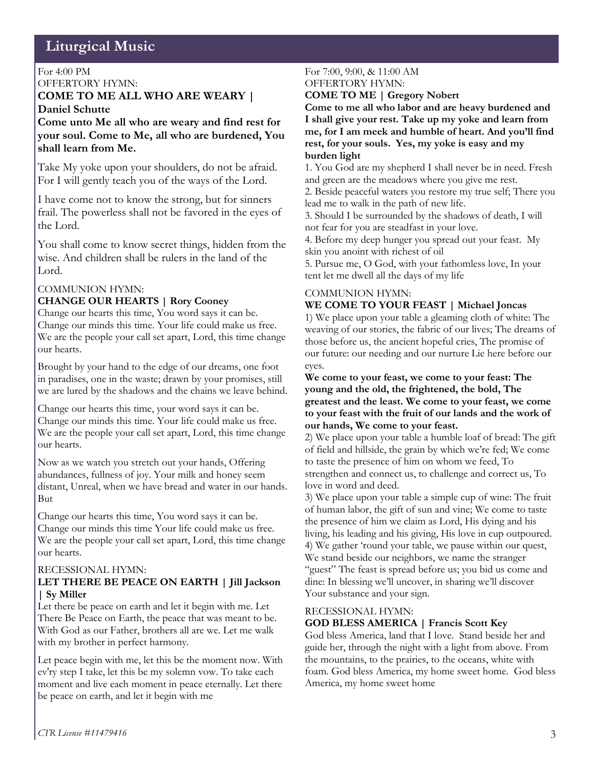## Liturgical Music

For 4:00 PM
OFFERTORY HYMN:

**COME TO ME ALL WHO ARE WEARY | Daniel Schutte**

**Come unto Me all who are weary and find rest for your soul. Come to Me, all who are burdened, You shall learn from Me.**

Take My yoke upon your shoulders, do not be afraid. For I will gently teach you of the ways of the Lord.

I have come not to know the strong, but for sinners frail. The powerless shall not be favored in the eyes of the Lord.

You shall come to know secret things, hidden from the wise. And children shall be rulers in the land of the Lord.

COMMUNION HYMN:

**CHANGE OUR HEARTS | Rory Cooney**

Change our hearts this time, You word says it can be. Change our minds this time. Your life could make us free. We are the people your call set apart, Lord, this time change our hearts.

Brought by your hand to the edge of our dreams, one foot in paradises, one in the waste; drawn by your promises, still we are lured by the shadows and the chains we leave behind.

Change our hearts this time, your word says it can be. Change our minds this time. Your life could make us free. We are the people your call set apart, Lord, this time change our hearts.

Now as we watch you stretch out your hands, Offering abundances, fullness of joy. Your milk and honey seem distant, Unreal, when we have bread and water in our hands. But

Change our hearts this time, You word says it can be. Change our minds this time Your life could make us free. We are the people your call set apart, Lord, this time change our hearts.

RECESSIONAL HYMN:

**LET THERE BE PEACE ON EARTH | Jill Jackson | Sy Miller**

Let there be peace on earth and let it begin with me. Let There Be Peace on Earth, the peace that was meant to be. With God as our Father, brothers all are we. Let me walk with my brother in perfect harmony.

Let peace begin with me, let this be the moment now. With ev'ry step I take, let this be my solemn vow. To take each moment and live each moment in peace eternally. Let there be peace on earth, and let it begin with me

For 7:00, 9:00, & 11:00 AM
OFFERTORY HYMN:

**COME TO ME | Gregory Nobert**

**Come to me all who labor and are heavy burdened and I shall give your rest. Take up my yoke and learn from me, for I am meek and humble of heart. And you'll find rest, for your souls. Yes, my yoke is easy and my burden light**

1. You God are my shepherd I shall never be in need. Fresh and green are the meadows where you give me rest.
2. Beside peaceful waters you restore my true self; There you lead me to walk in the path of new life.
3. Should I be surrounded by the shadows of death, I will not fear for you are steadfast in your love.
4. Before my deep hunger you spread out your feast. My skin you anoint with richest of oil
5. Pursue me, O God, with your fathomless love, In your tent let me dwell all the days of my life

COMMUNION HYMN:

**WE COME TO YOUR FEAST | Michael Joncas**

1) We place upon your table a gleaming cloth of white: The weaving of our stories, the fabric of our lives; The dreams of those before us, the ancient hopeful cries, The promise of our future: our needing and our nurture Lie here before our eyes.

**We come to your feast, we come to your feast: The young and the old, the frightened, the bold, The greatest and the least. We come to your feast, we come to your feast with the fruit of our lands and the work of our hands, We come to your feast.**

2) We place upon your table a humble loaf of bread: The gift of field and hillside, the grain by which we're fed; We come to taste the presence of him on whom we feed, To strengthen and connect us, to challenge and correct us, To love in word and deed.

3) We place upon your table a simple cup of wine: The fruit of human labor, the gift of sun and vine; We come to taste the presence of him we claim as Lord, His dying and his living, his leading and his giving, His love in cup outpoured.

4) We gather 'round your table, we pause within our quest, We stand beside our neighbors, we name the stranger "guest" The feast is spread before us; you bid us come and dine: In blessing we'll uncover, in sharing we'll discover Your substance and your sign.

RECESSIONAL HYMN:

**GOD BLESS AMERICA | Francis Scott Key**

God bless America, land that I love. Stand beside her and guide her, through the night with a light from above. From the mountains, to the prairies, to the oceans, white with foam. God bless America, my home sweet home. God bless America, my home sweet home

*CTR License #11479416*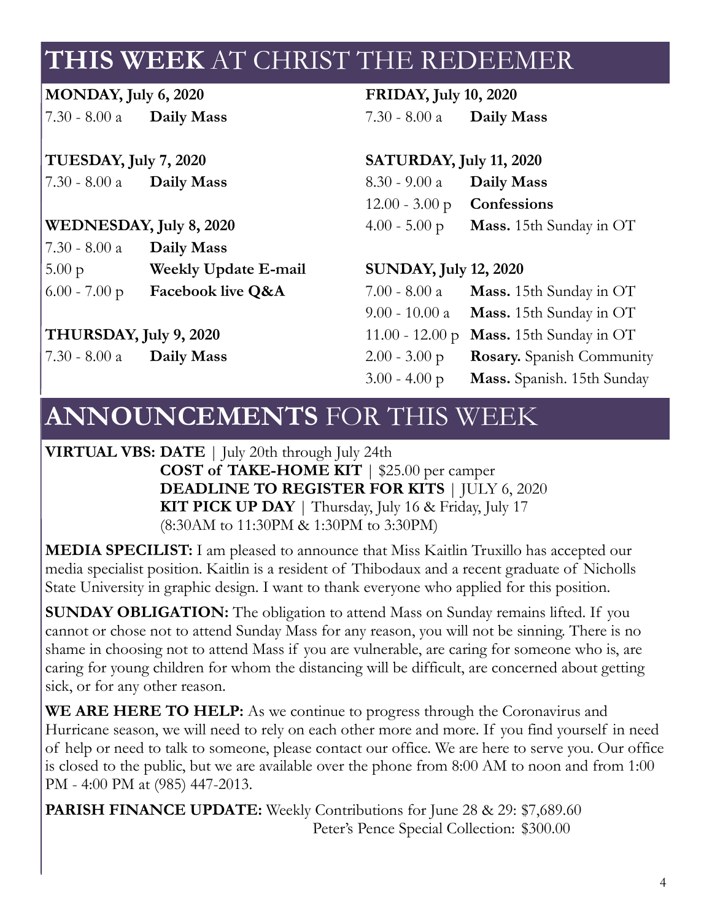# **THIS WEEK** AT CHRIST THE REDEEMER

**MONDAY, July 6, 2020**

7.30 - 8.00 a **Daily Mass**

**TUESDAY, July 7, 2020**

7.30 - 8.00 a **Daily Mass**

**WEDNESDAY, July 8, 2020**

7.30 - 8.00 a **Daily Mass**

5.00 p **Weekly Update E-mail**

6.00 - 7.00 p **Facebook live Q&A**

**THURSDAY, July 9, 2020**

7.30 - 8.00 a **Daily Mass**

**FRIDAY, July 10, 2020**

7.30 - 8.00 a **Daily Mass**

**SATURDAY, July 11, 2020**

8.30 - 9.00 a **Daily Mass**

12.00 - 3.00 p **Confessions**

4.00 - 5.00 p **Mass.** 15th Sunday in OT

**SUNDAY, July 12, 2020**

7.00 - 8.00 a **Mass.** 15th Sunday in OT

9.00 - 10.00 a **Mass.** 15th Sunday in OT

11.00 - 12.00 p **Mass.** 15th Sunday in OT

2.00 - 3.00 p **Rosary.** Spanish Community

3.00 - 4.00 p **Mass.** Spanish. 15th Sunday

# **ANNOUNCEMENTS** FOR THIS WEEK

**VIRTUAL VBS: DATE** | July 20th through July 24th
**COST of TAKE-HOME KIT** | $25.00 per camper
**DEADLINE TO REGISTER FOR KITS** | JULY 6, 2020
**KIT PICK UP DAY** | Thursday, July 16 & Friday, July 17
(8:30AM to 11:30PM & 1:30PM to 3:30PM)

**MEDIA SPECILIST:** I am pleased to announce that Miss Kaitlin Truxillo has accepted our media specialist position. Kaitlin is a resident of Thibodaux and a recent graduate of Nicholls State University in graphic design. I want to thank everyone who applied for this position.

**SUNDAY OBLIGATION:** The obligation to attend Mass on Sunday remains lifted. If you cannot or chose not to attend Sunday Mass for any reason, you will not be sinning. There is no shame in choosing not to attend Mass if you are vulnerable, are caring for someone who is, are caring for young children for whom the distancing will be difficult, are concerned about getting sick, or for any other reason.

**WE ARE HERE TO HELP:** As we continue to progress through the Coronavirus and Hurricane season, we will need to rely on each other more and more. If you find yourself in need of help or need to talk to someone, please contact our office. We are here to serve you. Our office is closed to the public, but we are available over the phone from 8:00 AM to noon and from 1:00 PM - 4:00 PM at (985) 447-2013.

**PARISH FINANCE UPDATE:** Weekly Contributions for June 28 & 29: $7,689.60
Peter's Pence Special Collection: $300.00